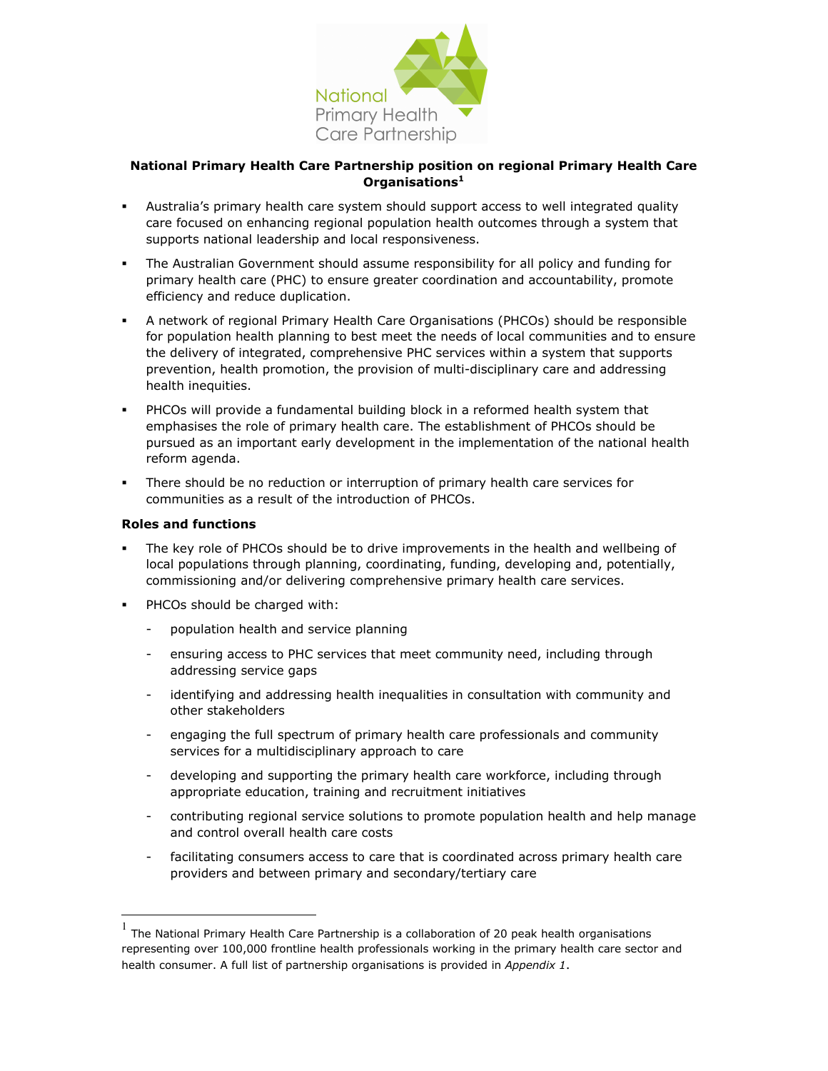National Primary Health Care Partnership

**National Primary Health Care Partnership position on regional Primary Health Care Organisations[1]**

- Australia's primary health care system should support access to well integrated quality care focused on enhancing regional population health outcomes through a system that supports national leadership and local responsiveness.
- The Australian Government should assume responsibility for all policy and funding for primary health care (PHC) to ensure greater coordination and accountability, promote efficiency and reduce duplication.
- A network of regional Primary Health Care Organisations (PHCOs) should be responsible for population health planning to best meet the needs of local communities and to ensure the delivery of integrated, comprehensive PHC services within a system that supports prevention, health promotion, the provision of multi-disciplinary care and addressing health inequities.
- PHCOs will provide a fundamental building block in a reformed health system that emphasises the role of primary health care. The establishment of PHCOs should be pursued as an important early development in the implementation of the national health reform agenda.
- There should be no reduction or interruption of primary health care services for communities as a result of the introduction of PHCOs.

**Roles and functions**

- The key role of PHCOs should be to drive improvements in the health and wellbeing of local populations through planning, coordinating, funding, developing and, potentially, commissioning and/or delivering comprehensive primary health care services.
- PHCOs should be charged with:
  - population health and service planning
  - ensuring access to PHC services that meet community need, including through addressing service gaps
  - identifying and addressing health inequalities in consultation with community and other stakeholders
  - engaging the full spectrum of primary health care professionals and community services for a multidisciplinary approach to care
  - developing and supporting the primary health care workforce, including through appropriate education, training and recruitment initiatives
  - contributing regional service solutions to promote population health and help manage and control overall health care costs
  - facilitating consumers access to care that is coordinated across primary health care providers and between primary and secondary/tertiary care

---

[1] The National Primary Health Care Partnership is a collaboration of 20 peak health organisations representing over 100,000 frontline health professionals working in the primary health care sector and health consumer. A full list of partnership organisations is provided in *Appendix 1*.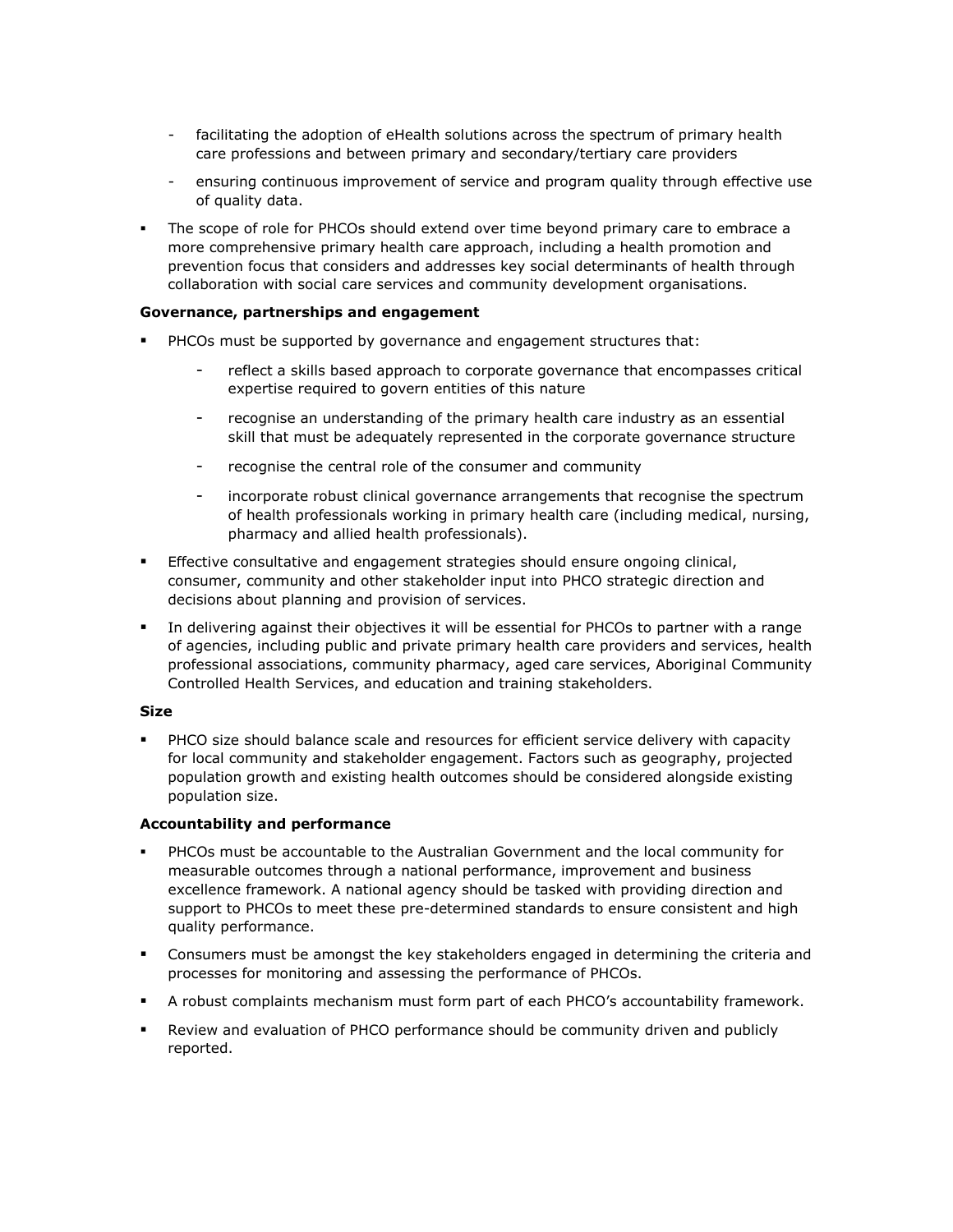- facilitating the adoption of eHealth solutions across the spectrum of primary health care professions and between primary and secondary/tertiary care providers
  - ensuring continuous improvement of service and program quality through effective use of quality data.

- The scope of role for PHCOs should extend over time beyond primary care to embrace a more comprehensive primary health care approach, including a health promotion and prevention focus that considers and addresses key social determinants of health through collaboration with social care services and community development organisations.

**Governance, partnerships and engagement**

- PHCOs must be supported by governance and engagement structures that:
  - reflect a skills based approach to corporate governance that encompasses critical expertise required to govern entities of this nature
  - recognise an understanding of the primary health care industry as an essential skill that must be adequately represented in the corporate governance structure
  - recognise the central role of the consumer and community
  - incorporate robust clinical governance arrangements that recognise the spectrum of health professionals working in primary health care (including medical, nursing, pharmacy and allied health professionals).
- Effective consultative and engagement strategies should ensure ongoing clinical, consumer, community and other stakeholder input into PHCO strategic direction and decisions about planning and provision of services.
- In delivering against their objectives it will be essential for PHCOs to partner with a range of agencies, including public and private primary health care providers and services, health professional associations, community pharmacy, aged care services, Aboriginal Community Controlled Health Services, and education and training stakeholders.

**Size**

- PHCO size should balance scale and resources for efficient service delivery with capacity for local community and stakeholder engagement. Factors such as geography, projected population growth and existing health outcomes should be considered alongside existing population size.

**Accountability and performance**

- PHCOs must be accountable to the Australian Government and the local community for measurable outcomes through a national performance, improvement and business excellence framework. A national agency should be tasked with providing direction and support to PHCOs to meet these pre-determined standards to ensure consistent and high quality performance.
- Consumers must be amongst the key stakeholders engaged in determining the criteria and processes for monitoring and assessing the performance of PHCOs.
- A robust complaints mechanism must form part of each PHCO's accountability framework.
- Review and evaluation of PHCO performance should be community driven and publicly reported.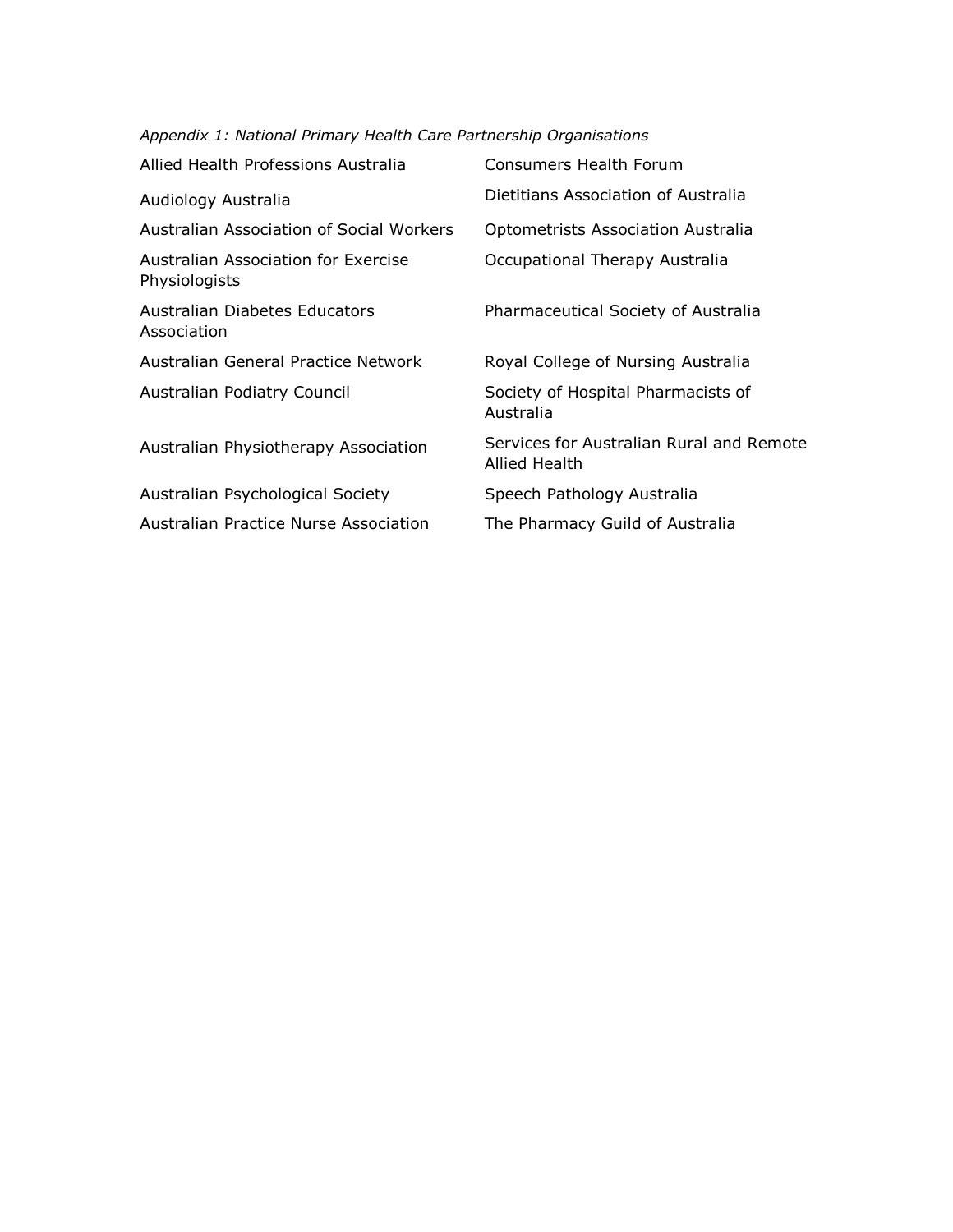*Appendix 1: National Primary Health Care Partnership Organisations*

| | |
|---|---|
| Allied Health Professions Australia | Consumers Health Forum |
| Audiology Australia | Dietitians Association of Australia |
| Australian Association of Social Workers | Optometrists Association Australia |
| Australian Association for Exercise Physiologists | Occupational Therapy Australia |
| Australian Diabetes Educators Association | Pharmaceutical Society of Australia |
| Australian General Practice Network | Royal College of Nursing Australia |
| Australian Podiatry Council | Society of Hospital Pharmacists of Australia |
| Australian Physiotherapy Association | Services for Australian Rural and Remote Allied Health |
| Australian Psychological Society | Speech Pathology Australia |
| Australian Practice Nurse Association | The Pharmacy Guild of Australia |